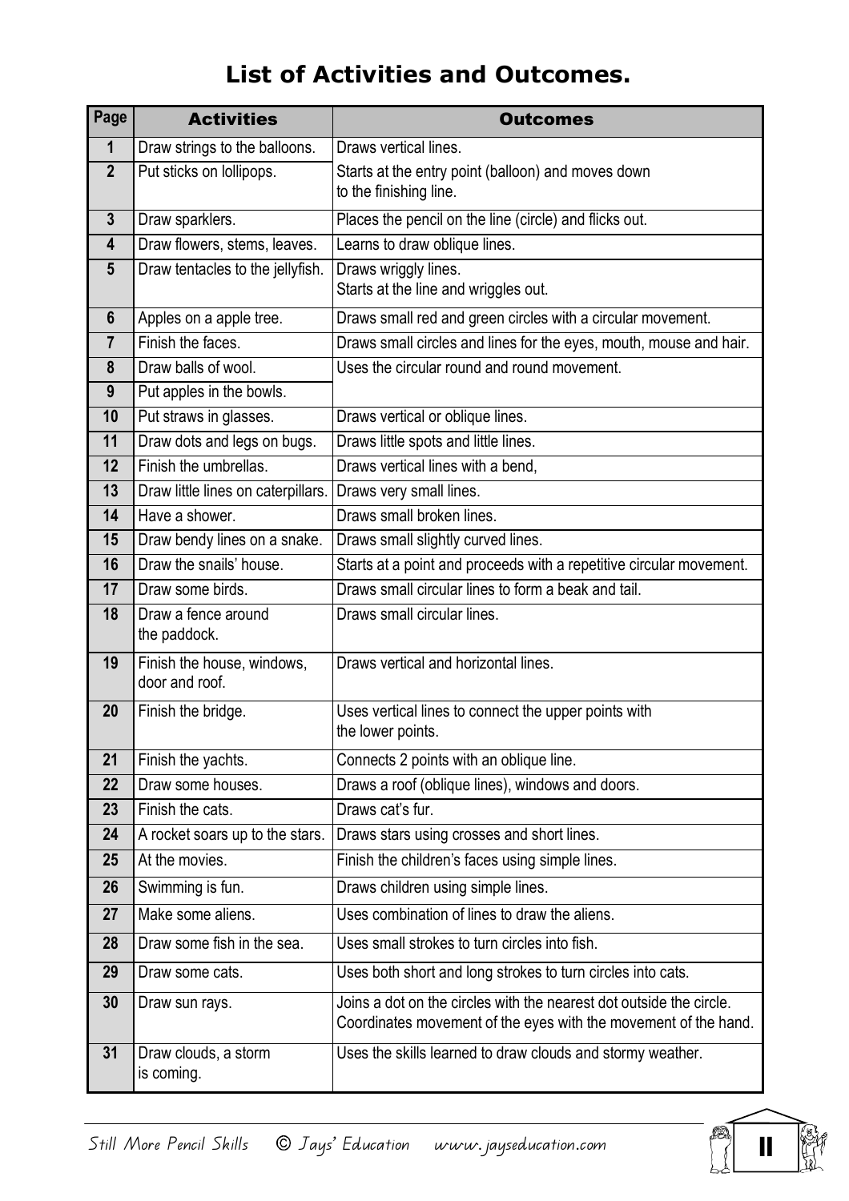# List of Activities and Outcomes.

| Page | Activities | Outcomes |
|---|---|---|
| 1 | Draw strings to the balloons. | Draws vertical lines. |
| 2 | Put sticks on lollipops. | Starts at the entry point (balloon) and moves down to the finishing line. |
| 3 | Draw sparklers. | Places the pencil on the line (circle) and flicks out. |
| 4 | Draw flowers, stems, leaves. | Learns to draw oblique lines. |
| 5 | Draw tentacles to the jellyfish. | Draws wriggly lines. Starts at the line and wriggles out. |
| 6 | Apples on a apple tree. | Draws small red and green circles with a circular movement. |
| 7 | Finish the faces. | Draws small circles and lines for the eyes, mouth, mouse and hair. |
| 8 | Draw balls of wool. | Uses the circular round and round movement. |
| 9 | Put apples in the bowls. | |
| 10 | Put straws in glasses. | Draws vertical or oblique lines. |
| 11 | Draw dots and legs on bugs. | Draws little spots and little lines. |
| 12 | Finish the umbrellas. | Draws vertical lines with a bend, |
| 13 | Draw little lines on caterpillars. | Draws very small lines. |
| 14 | Have a shower. | Draws small broken lines. |
| 15 | Draw bendy lines on a snake. | Draws small slightly curved lines. |
| 16 | Draw the snails' house. | Starts at a point and proceeds with a repetitive circular movement. |
| 17 | Draw some birds. | Draws small circular lines to form a beak and tail. |
| 18 | Draw a fence around the paddock. | Draws small circular lines. |
| 19 | Finish the house, windows, door and roof. | Draws vertical and horizontal lines. |
| 20 | Finish the bridge. | Uses vertical lines to connect the upper points with the lower points. |
| 21 | Finish the yachts. | Connects 2 points with an oblique line. |
| 22 | Draw some houses. | Draws a roof (oblique lines), windows and doors. |
| 23 | Finish the cats. | Draws cat's fur. |
| 24 | A rocket soars up to the stars. | Draws stars using crosses and short lines. |
| 25 | At the movies. | Finish the children's faces using simple lines. |
| 26 | Swimming is fun. | Draws children using simple lines. |
| 27 | Make some aliens. | Uses combination of lines to draw the aliens. |
| 28 | Draw some fish in the sea. | Uses small strokes to turn circles into fish. |
| 29 | Draw some cats. | Uses both short and long strokes to turn circles into cats. |
| 30 | Draw sun rays. | Joins a dot on the circles with the nearest dot outside the circle. Coordinates movement of the eyes with the movement of the hand. |
| 31 | Draw clouds, a storm is coming. | Uses the skills learned to draw clouds and stormy weather. |

Still More Pencil Skills © Jays' Education www.jayseducation.com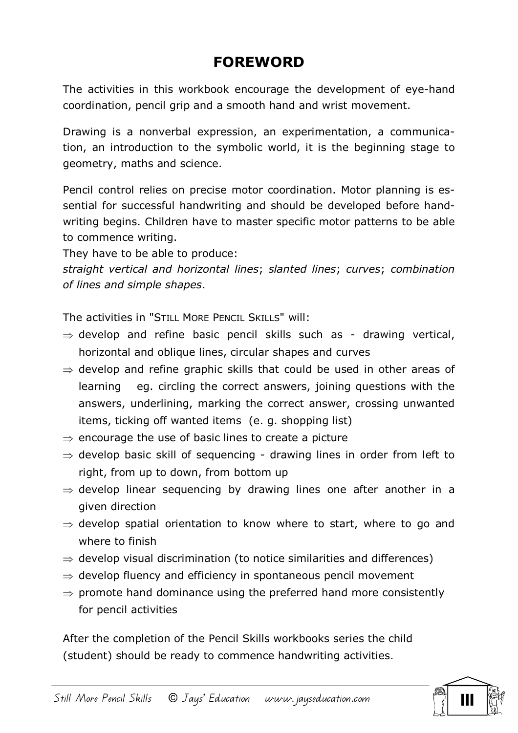# FOREWORD

The activities in this workbook encourage the development of eye-hand coordination, pencil grip and a smooth hand and wrist movement.

Drawing is a nonverbal expression, an experimentation, a communication, an introduction to the symbolic world, it is the beginning stage to geometry, maths and science.

Pencil control relies on precise motor coordination. Motor planning is essential for successful handwriting and should be developed before handwriting begins. Children have to master specific motor patterns to be able to commence writing.

They have to be able to produce:

*straight vertical and horizontal lines*; *slanted lines*; *curves*; *combination of lines and simple shapes*.

The activities in "STILL MORE PENCIL SKILLS" will:

- ⇒ develop and refine basic pencil skills such as - drawing vertical, horizontal and oblique lines, circular shapes and curves
- ⇒ develop and refine graphic skills that could be used in other areas of learning eg. circling the correct answers, joining questions with the answers, underlining, marking the correct answer, crossing unwanted items, ticking off wanted items (e. g. shopping list)
- ⇒ encourage the use of basic lines to create a picture
- ⇒ develop basic skill of sequencing - drawing lines in order from left to right, from up to down, from bottom up
- ⇒ develop linear sequencing by drawing lines one after another in a given direction
- ⇒ develop spatial orientation to know where to start, where to go and where to finish
- ⇒ develop visual discrimination (to notice similarities and differences)
- ⇒ develop fluency and efficiency in spontaneous pencil movement
- ⇒ promote hand dominance using the preferred hand more consistently for pencil activities

After the completion of the Pencil Skills workbooks series the child (student) should be ready to commence handwriting activities.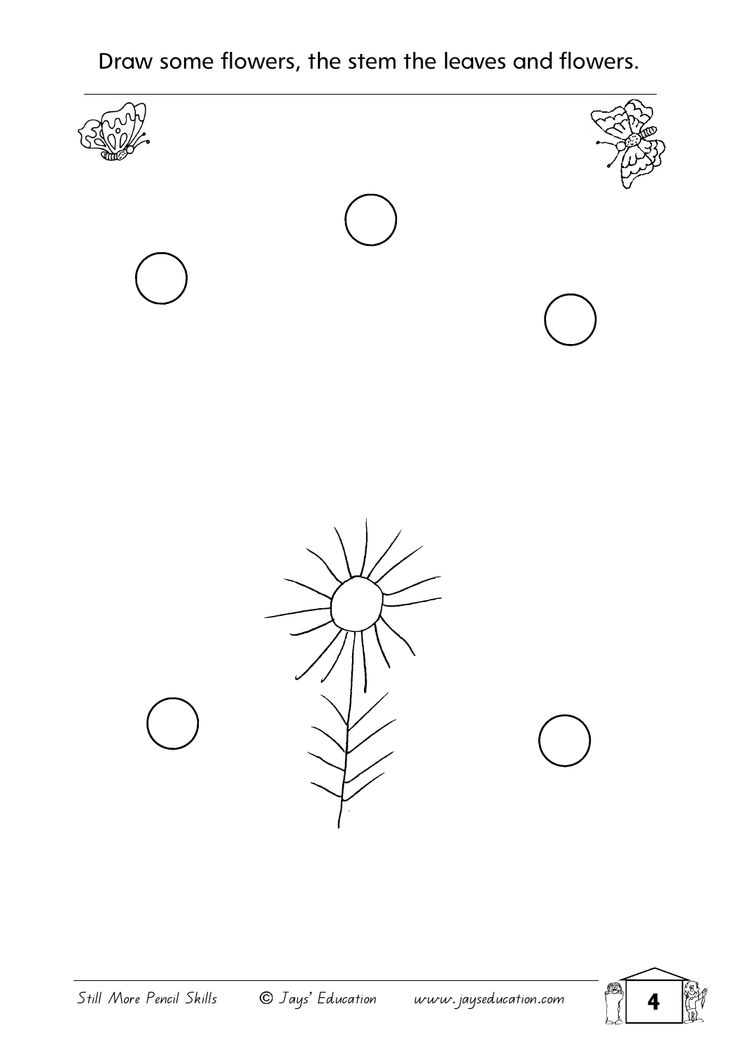Draw some flowers, the stem the leaves and flowers.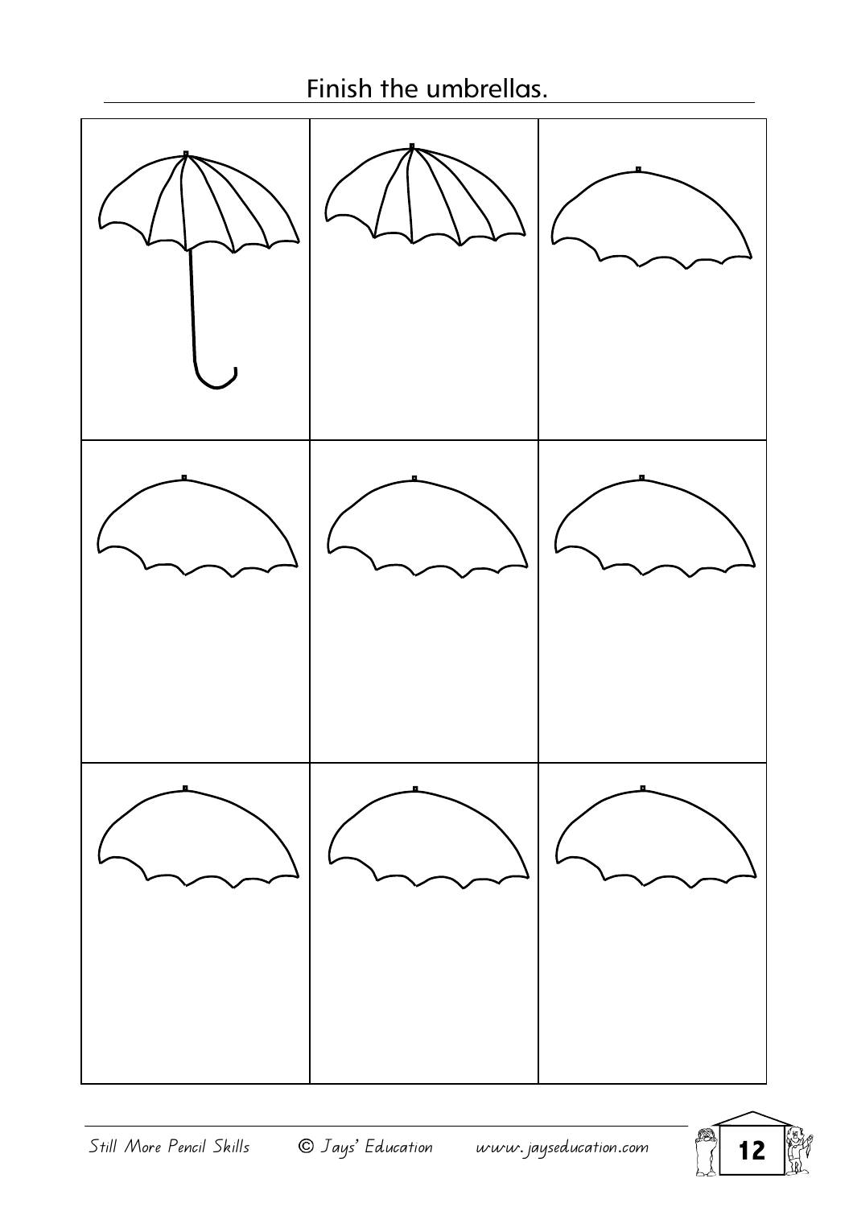# Finish the umbrellas.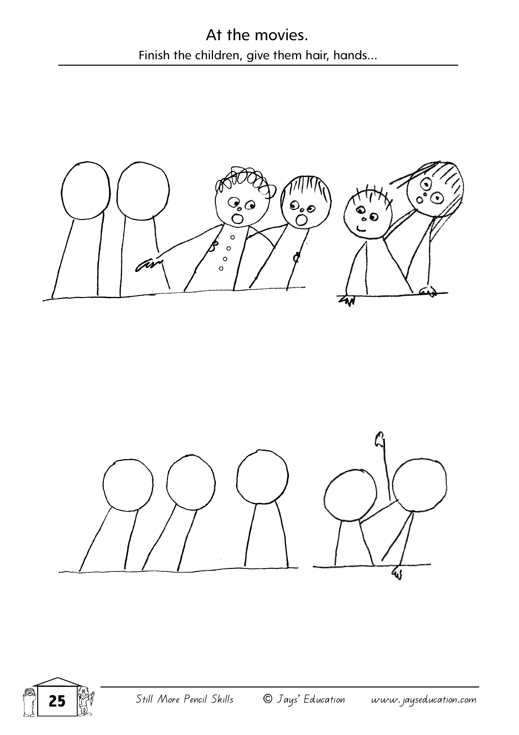# At the movies.

Finish the children, give them hair, hands...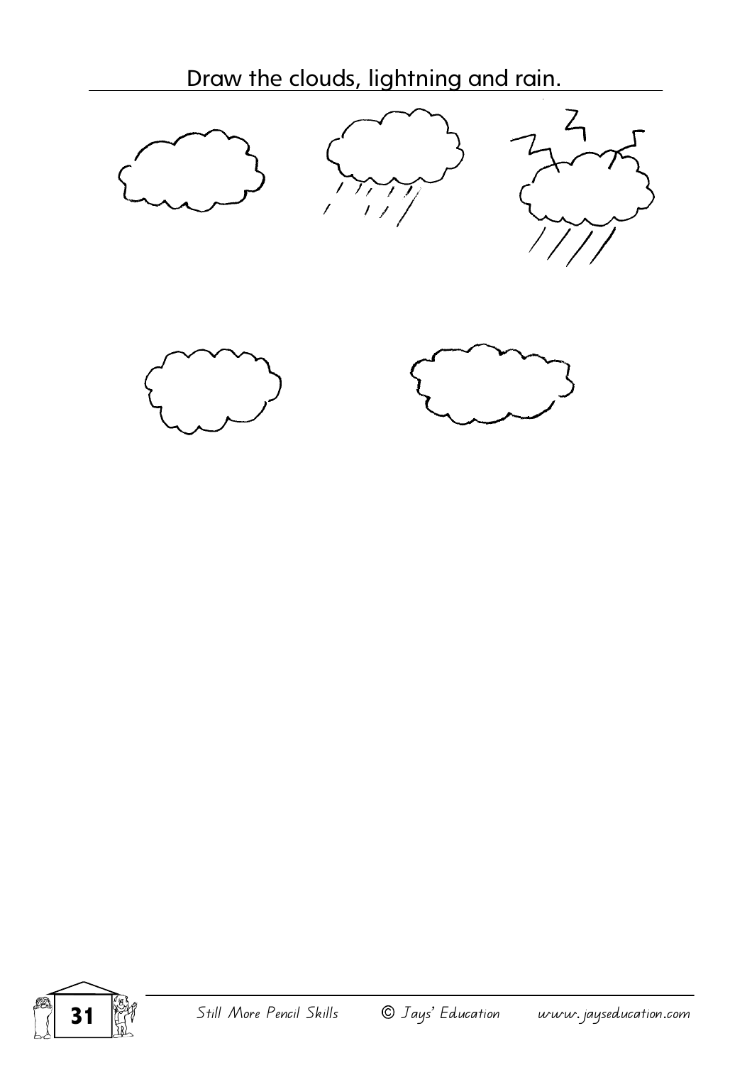Draw the clouds, lightning and rain.